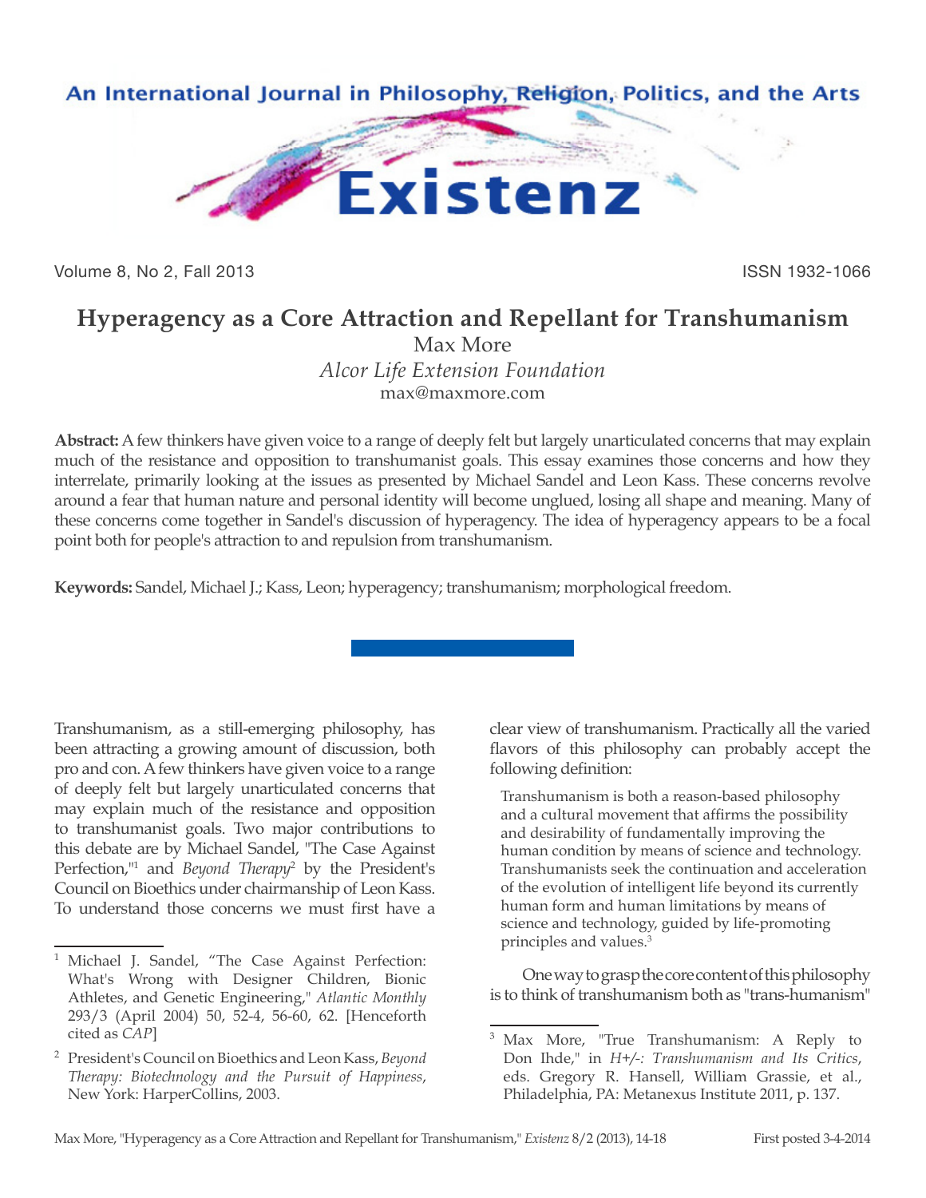An International Journal in Philosophy, Religion, Politics, and the Arts

# Existenz

Volume 8, No 2, Fall 2013 ISSN 1932-1066

## Hyperagency as a Core Attraction and Repellant for Transhumanism

Max More
*Alcor Life Extension Foundation*
max@maxmore.com

**Abstract:** A few thinkers have given voice to a range of deeply felt but largely unarticulated concerns that may explain much of the resistance and opposition to transhumanist goals. This essay examines those concerns and how they interrelate, primarily looking at the issues as presented by Michael Sandel and Leon Kass. These concerns revolve around a fear that human nature and personal identity will become unglued, losing all shape and meaning. Many of these concerns come together in Sandel's discussion of hyperagency. The idea of hyperagency appears to be a focal point both for people's attraction to and repulsion from transhumanism.

**Keywords:** Sandel, Michael J.; Kass, Leon; hyperagency; transhumanism; morphological freedom.

---

Transhumanism, as a still-emerging philosophy, has been attracting a growing amount of discussion, both pro and con. A few thinkers have given voice to a range of deeply felt but largely unarticulated concerns that may explain much of the resistance and opposition to transhumanist goals. Two major contributions to this debate are by Michael Sandel, "The Case Against Perfection,"[1] and *Beyond Therapy*[2] by the President's Council on Bioethics under chairmanship of Leon Kass. To understand those concerns we must first have a clear view of transhumanism. Practically all the varied flavors of this philosophy can probably accept the following definition:

> Transhumanism is both a reason-based philosophy and a cultural movement that affirms the possibility and desirability of fundamentally improving the human condition by means of science and technology. Transhumanists seek the continuation and acceleration of the evolution of intelligent life beyond its currently human form and human limitations by means of science and technology, guided by life-promoting principles and values.[3]

One way to grasp the core content of this philosophy is to think of transhumanism both as "trans-humanism"

---

[1] Michael J. Sandel, "The Case Against Perfection: What's Wrong with Designer Children, Bionic Athletes, and Genetic Engineering," *Atlantic Monthly* 293/3 (April 2004) 50, 52-4, 56-60, 62. [Henceforth cited as *CAP*]

[2] President's Council on Bioethics and Leon Kass, *Beyond Therapy: Biotechnology and the Pursuit of Happiness*, New York: HarperCollins, 2003.

[3] Max More, "True Transhumanism: A Reply to Don Ihde," in *H+/-: Transhumanism and Its Critics*, eds. Gregory R. Hansell, William Grassie, et al., Philadelphia, PA: Metanexus Institute 2011, p. 137.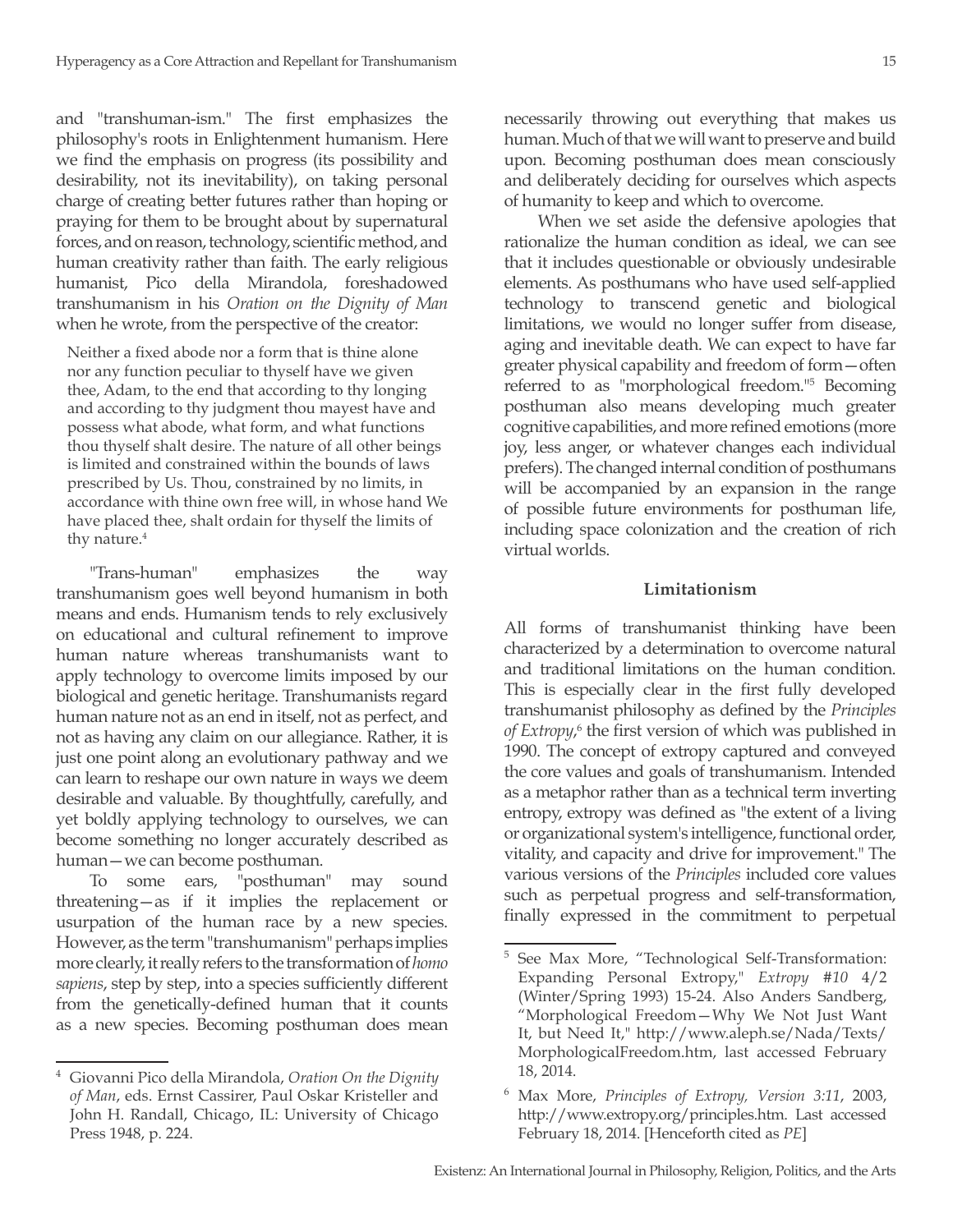and "transhuman-ism." The first emphasizes the philosophy's roots in Enlightenment humanism. Here we find the emphasis on progress (its possibility and desirability, not its inevitability), on taking personal charge of creating better futures rather than hoping or praying for them to be brought about by supernatural forces, and on reason, technology, scientific method, and human creativity rather than faith. The early religious humanist, Pico della Mirandola, foreshadowed transhumanism in his *Oration on the Dignity of Man* when he wrote, from the perspective of the creator:

> Neither a fixed abode nor a form that is thine alone nor any function peculiar to thyself have we given thee, Adam, to the end that according to thy longing and according to thy judgment thou mayest have and possess what abode, what form, and what functions thou thyself shalt desire. The nature of all other beings is limited and constrained within the bounds of laws prescribed by Us. Thou, constrained by no limits, in accordance with thine own free will, in whose hand We have placed thee, shalt ordain for thyself the limits of thy nature.[4]

"Trans-human" emphasizes the way transhumanism goes well beyond humanism in both means and ends. Humanism tends to rely exclusively on educational and cultural refinement to improve human nature whereas transhumanists want to apply technology to overcome limits imposed by our biological and genetic heritage. Transhumanists regard human nature not as an end in itself, not as perfect, and not as having any claim on our allegiance. Rather, it is just one point along an evolutionary pathway and we can learn to reshape our own nature in ways we deem desirable and valuable. By thoughtfully, carefully, and yet boldly applying technology to ourselves, we can become something no longer accurately described as human—we can become posthuman.

To some ears, "posthuman" may sound threatening—as if it implies the replacement or usurpation of the human race by a new species. However, as the term "transhumanism" perhaps implies more clearly, it really refers to the transformation of *homo sapiens*, step by step, into a species sufficiently different from the genetically-defined human that it counts as a new species. Becoming posthuman does mean necessarily throwing out everything that makes us human. Much of that we will want to preserve and build upon. Becoming posthuman does mean consciously and deliberately deciding for ourselves which aspects of humanity to keep and which to overcome.

When we set aside the defensive apologies that rationalize the human condition as ideal, we can see that it includes questionable or obviously undesirable elements. As posthumans who have used self-applied technology to transcend genetic and biological limitations, we would no longer suffer from disease, aging and inevitable death. We can expect to have far greater physical capability and freedom of form—often referred to as "morphological freedom."[5] Becoming posthuman also means developing much greater cognitive capabilities, and more refined emotions (more joy, less anger, or whatever changes each individual prefers). The changed internal condition of posthumans will be accompanied by an expansion in the range of possible future environments for posthuman life, including space colonization and the creation of rich virtual worlds.

### Limitationism

All forms of transhumanist thinking have been characterized by a determination to overcome natural and traditional limitations on the human condition. This is especially clear in the first fully developed transhumanist philosophy as defined by the *Principles of Extropy*,[6] the first version of which was published in 1990. The concept of extropy captured and conveyed the core values and goals of transhumanism. Intended as a metaphor rather than as a technical term inverting entropy, extropy was defined as "the extent of a living or organizational system's intelligence, functional order, vitality, and capacity and drive for improvement." The various versions of the *Principles* included core values such as perpetual progress and self-transformation, finally expressed in the commitment to perpetual

---

[4] Giovanni Pico della Mirandola, *Oration On the Dignity of Man*, eds. Ernst Cassirer, Paul Oskar Kristeller and John H. Randall, Chicago, IL: University of Chicago Press 1948, p. 224.

[5] See Max More, "Technological Self-Transformation: Expanding Personal Extropy," *Extropy #10* 4/2 (Winter/Spring 1993) 15-24. Also Anders Sandberg, "Morphological Freedom—Why We Not Just Want It, but Need It," http://www.aleph.se/Nada/Texts/MorphologicalFreedom.htm, last accessed February 18, 2014.

[6] Max More, *Principles of Extropy, Version 3:11*, 2003, http://www.extropy.org/principles.htm. Last accessed February 18, 2014. [Henceforth cited as *PE*]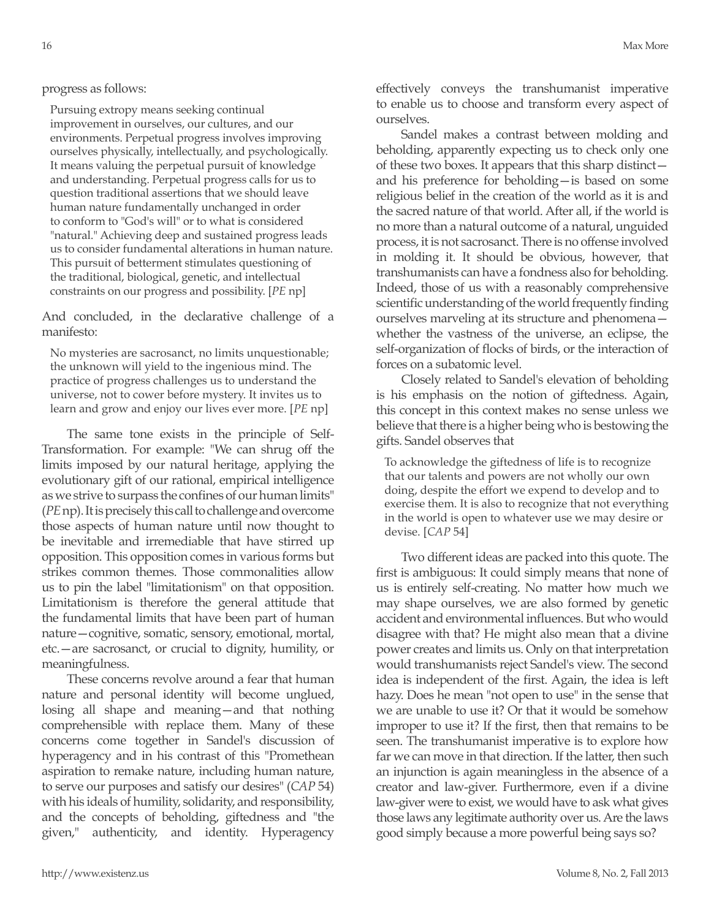progress as follows:

> Pursuing extropy means seeking continual improvement in ourselves, our cultures, and our environments. Perpetual progress involves improving ourselves physically, intellectually, and psychologically. It means valuing the perpetual pursuit of knowledge and understanding. Perpetual progress calls for us to question traditional assertions that we should leave human nature fundamentally unchanged in order to conform to "God's will" or to what is considered "natural." Achieving deep and sustained progress leads us to consider fundamental alterations in human nature. This pursuit of betterment stimulates questioning of the traditional, biological, genetic, and intellectual constraints on our progress and possibility. [*PE* np]

And concluded, in the declarative challenge of a manifesto:

> No mysteries are sacrosanct, no limits unquestionable; the unknown will yield to the ingenious mind. The practice of progress challenges us to understand the universe, not to cower before mystery. It invites us to learn and grow and enjoy our lives ever more. [*PE* np]

The same tone exists in the principle of Self-Transformation. For example: "We can shrug off the limits imposed by our natural heritage, applying the evolutionary gift of our rational, empirical intelligence as we strive to surpass the confines of our human limits" (*PE* np). It is precisely this call to challenge and overcome those aspects of human nature until now thought to be inevitable and irremediable that have stirred up opposition. This opposition comes in various forms but strikes common themes. Those commonalities allow us to pin the label "limitationism" on that opposition. Limitationism is therefore the general attitude that the fundamental limits that have been part of human nature—cognitive, somatic, sensory, emotional, mortal, etc.—are sacrosanct, or crucial to dignity, humility, or meaningfulness.

These concerns revolve around a fear that human nature and personal identity will become unglued, losing all shape and meaning—and that nothing comprehensible with replace them. Many of these concerns come together in Sandel's discussion of hyperagency and in his contrast of this "Promethean aspiration to remake nature, including human nature, to serve our purposes and satisfy our desires" (*CAP* 54) with his ideals of humility, solidarity, and responsibility, and the concepts of beholding, giftedness and "the given," authenticity, and identity. Hyperagency effectively conveys the transhumanist imperative to enable us to choose and transform every aspect of ourselves.

Sandel makes a contrast between molding and beholding, apparently expecting us to check only one of these two boxes. It appears that this sharp distinct—and his preference for beholding—is based on some religious belief in the creation of the world as it is and the sacred nature of that world. After all, if the world is no more than a natural outcome of a natural, unguided process, it is not sacrosanct. There is no offense involved in molding it. It should be obvious, however, that transhumanists can have a fondness also for beholding. Indeed, those of us with a reasonably comprehensive scientific understanding of the world frequently finding ourselves marveling at its structure and phenomena—whether the vastness of the universe, an eclipse, the self-organization of flocks of birds, or the interaction of forces on a subatomic level.

Closely related to Sandel's elevation of beholding is his emphasis on the notion of giftedness. Again, this concept in this context makes no sense unless we believe that there is a higher being who is bestowing the gifts. Sandel observes that

> To acknowledge the giftedness of life is to recognize that our talents and powers are not wholly our own doing, despite the effort we expend to develop and to exercise them. It is also to recognize that not everything in the world is open to whatever use we may desire or devise. [*CAP* 54]

Two different ideas are packed into this quote. The first is ambiguous: It could simply means that none of us is entirely self-creating. No matter how much we may shape ourselves, we are also formed by genetic accident and environmental influences. But who would disagree with that? He might also mean that a divine power creates and limits us. Only on that interpretation would transhumanists reject Sandel's view. The second idea is independent of the first. Again, the idea is left hazy. Does he mean "not open to use" in the sense that we are unable to use it? Or that it would be somehow improper to use it? If the first, then that remains to be seen. The transhumanist imperative is to explore how far we can move in that direction. If the latter, then such an injunction is again meaningless in the absence of a creator and law-giver. Furthermore, even if a divine law-giver were to exist, we would have to ask what gives those laws any legitimate authority over us. Are the laws good simply because a more powerful being says so?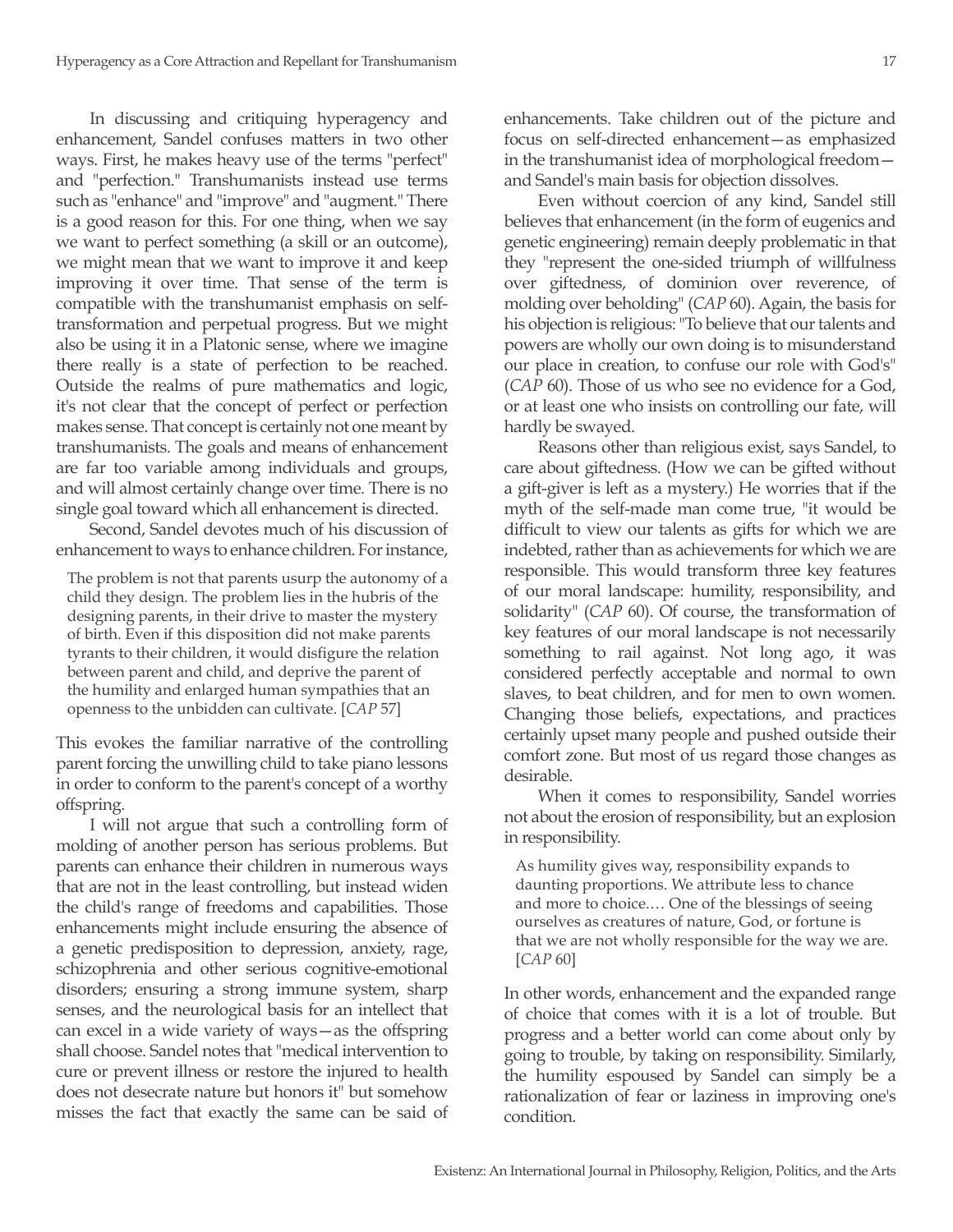In discussing and critiquing hyperagency and enhancement, Sandel confuses matters in two other ways. First, he makes heavy use of the terms "perfect" and "perfection." Transhumanists instead use terms such as "enhance" and "improve" and "augment." There is a good reason for this. For one thing, when we say we want to perfect something (a skill or an outcome), we might mean that we want to improve it and keep improving it over time. That sense of the term is compatible with the transhumanist emphasis on self-transformation and perpetual progress. But we might also be using it in a Platonic sense, where we imagine there really is a state of perfection to be reached. Outside the realms of pure mathematics and logic, it's not clear that the concept of perfect or perfection makes sense. That concept is certainly not one meant by transhumanists. The goals and means of enhancement are far too variable among individuals and groups, and will almost certainly change over time. There is no single goal toward which all enhancement is directed.

Second, Sandel devotes much of his discussion of enhancement to ways to enhance children. For instance,

> The problem is not that parents usurp the autonomy of a child they design. The problem lies in the hubris of the designing parents, in their drive to master the mystery of birth. Even if this disposition did not make parents tyrants to their children, it would disfigure the relation between parent and child, and deprive the parent of the humility and enlarged human sympathies that an openness to the unbidden can cultivate. [*CAP* 57]

This evokes the familiar narrative of the controlling parent forcing the unwilling child to take piano lessons in order to conform to the parent's concept of a worthy offspring.

I will not argue that such a controlling form of molding of another person has serious problems. But parents can enhance their children in numerous ways that are not in the least controlling, but instead widen the child's range of freedoms and capabilities. Those enhancements might include ensuring the absence of a genetic predisposition to depression, anxiety, rage, schizophrenia and other serious cognitive-emotional disorders; ensuring a strong immune system, sharp senses, and the neurological basis for an intellect that can excel in a wide variety of ways—as the offspring shall choose. Sandel notes that "medical intervention to cure or prevent illness or restore the injured to health does not desecrate nature but honors it" but somehow misses the fact that exactly the same can be said of enhancements. Take children out of the picture and focus on self-directed enhancement—as emphasized in the transhumanist idea of morphological freedom—and Sandel's main basis for objection dissolves.

Even without coercion of any kind, Sandel still believes that enhancement (in the form of eugenics and genetic engineering) remain deeply problematic in that they "represent the one-sided triumph of willfulness over giftedness, of dominion over reverence, of molding over beholding" (*CAP* 60). Again, the basis for his objection is religious: "To believe that our talents and powers are wholly our own doing is to misunderstand our place in creation, to confuse our role with God's" (*CAP* 60). Those of us who see no evidence for a God, or at least one who insists on controlling our fate, will hardly be swayed.

Reasons other than religious exist, says Sandel, to care about giftedness. (How we can be gifted without a gift-giver is left as a mystery.) He worries that if the myth of the self-made man come true, "it would be difficult to view our talents as gifts for which we are indebted, rather than as achievements for which we are responsible. This would transform three key features of our moral landscape: humility, responsibility, and solidarity" (*CAP* 60). Of course, the transformation of key features of our moral landscape is not necessarily something to rail against. Not long ago, it was considered perfectly acceptable and normal to own slaves, to beat children, and for men to own women. Changing those beliefs, expectations, and practices certainly upset many people and pushed outside their comfort zone. But most of us regard those changes as desirable.

When it comes to responsibility, Sandel worries not about the erosion of responsibility, but an explosion in responsibility.

> As humility gives way, responsibility expands to daunting proportions. We attribute less to chance and more to choice.… One of the blessings of seeing ourselves as creatures of nature, God, or fortune is that we are not wholly responsible for the way we are. [*CAP* 60]

In other words, enhancement and the expanded range of choice that comes with it is a lot of trouble. But progress and a better world can come about only by going to trouble, by taking on responsibility. Similarly, the humility espoused by Sandel can simply be a rationalization of fear or laziness in improving one's condition.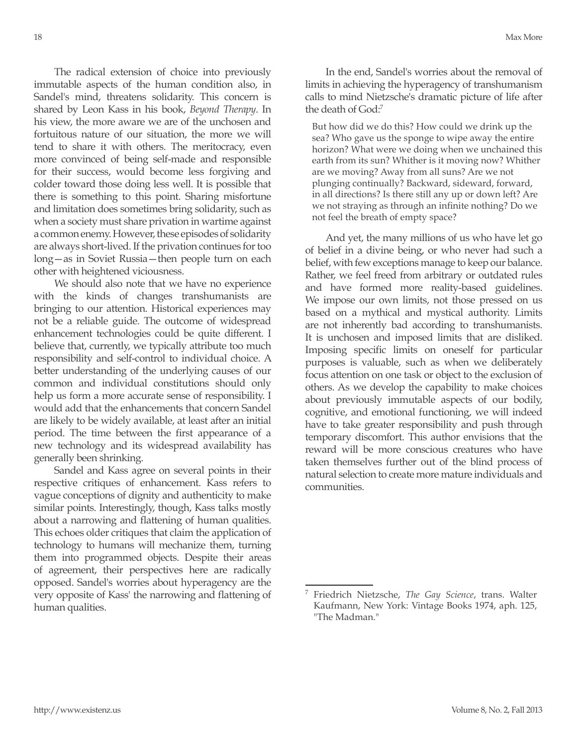The radical extension of choice into previously immutable aspects of the human condition also, in Sandel's mind, threatens solidarity. This concern is shared by Leon Kass in his book, *Beyond Therapy*. In his view, the more aware we are of the unchosen and fortuitous nature of our situation, the more we will tend to share it with others. The meritocracy, even more convinced of being self-made and responsible for their success, would become less forgiving and colder toward those doing less well. It is possible that there is something to this point. Sharing misfortune and limitation does sometimes bring solidarity, such as when a society must share privation in wartime against a common enemy. However, these episodes of solidarity are always short-lived. If the privation continues for too long—as in Soviet Russia—then people turn on each other with heightened viciousness.

We should also note that we have no experience with the kinds of changes transhumanists are bringing to our attention. Historical experiences may not be a reliable guide. The outcome of widespread enhancement technologies could be quite different. I believe that, currently, we typically attribute too much responsibility and self-control to individual choice. A better understanding of the underlying causes of our common and individual constitutions should only help us form a more accurate sense of responsibility. I would add that the enhancements that concern Sandel are likely to be widely available, at least after an initial period. The time between the first appearance of a new technology and its widespread availability has generally been shrinking.

Sandel and Kass agree on several points in their respective critiques of enhancement. Kass refers to vague conceptions of dignity and authenticity to make similar points. Interestingly, though, Kass talks mostly about a narrowing and flattening of human qualities. This echoes older critiques that claim the application of technology to humans will mechanize them, turning them into programmed objects. Despite their areas of agreement, their perspectives here are radically opposed. Sandel's worries about hyperagency are the very opposite of Kass' the narrowing and flattening of human qualities.

In the end, Sandel's worries about the removal of limits in achieving the hyperagency of transhumanism calls to mind Nietzsche's dramatic picture of life after the death of God:[7]

> But how did we do this? How could we drink up the sea? Who gave us the sponge to wipe away the entire horizon? What were we doing when we unchained this earth from its sun? Whither is it moving now? Whither are we moving? Away from all suns? Are we not plunging continually? Backward, sideward, forward, in all directions? Is there still any up or down left? Are we not straying as through an infinite nothing? Do we not feel the breath of empty space?

And yet, the many millions of us who have let go of belief in a divine being, or who never had such a belief, with few exceptions manage to keep our balance. Rather, we feel freed from arbitrary or outdated rules and have formed more reality-based guidelines. We impose our own limits, not those pressed on us based on a mythical and mystical authority. Limits are not inherently bad according to transhumanists. It is unchosen and imposed limits that are disliked. Imposing specific limits on oneself for particular purposes is valuable, such as when we deliberately focus attention on one task or object to the exclusion of others. As we develop the capability to make choices about previously immutable aspects of our bodily, cognitive, and emotional functioning, we will indeed have to take greater responsibility and push through temporary discomfort. This author envisions that the reward will be more conscious creatures who have taken themselves further out of the blind process of natural selection to create more mature individuals and communities.

---

[7] Friedrich Nietzsche, *The Gay Science*, trans. Walter Kaufmann, New York: Vintage Books 1974, aph. 125, "The Madman."